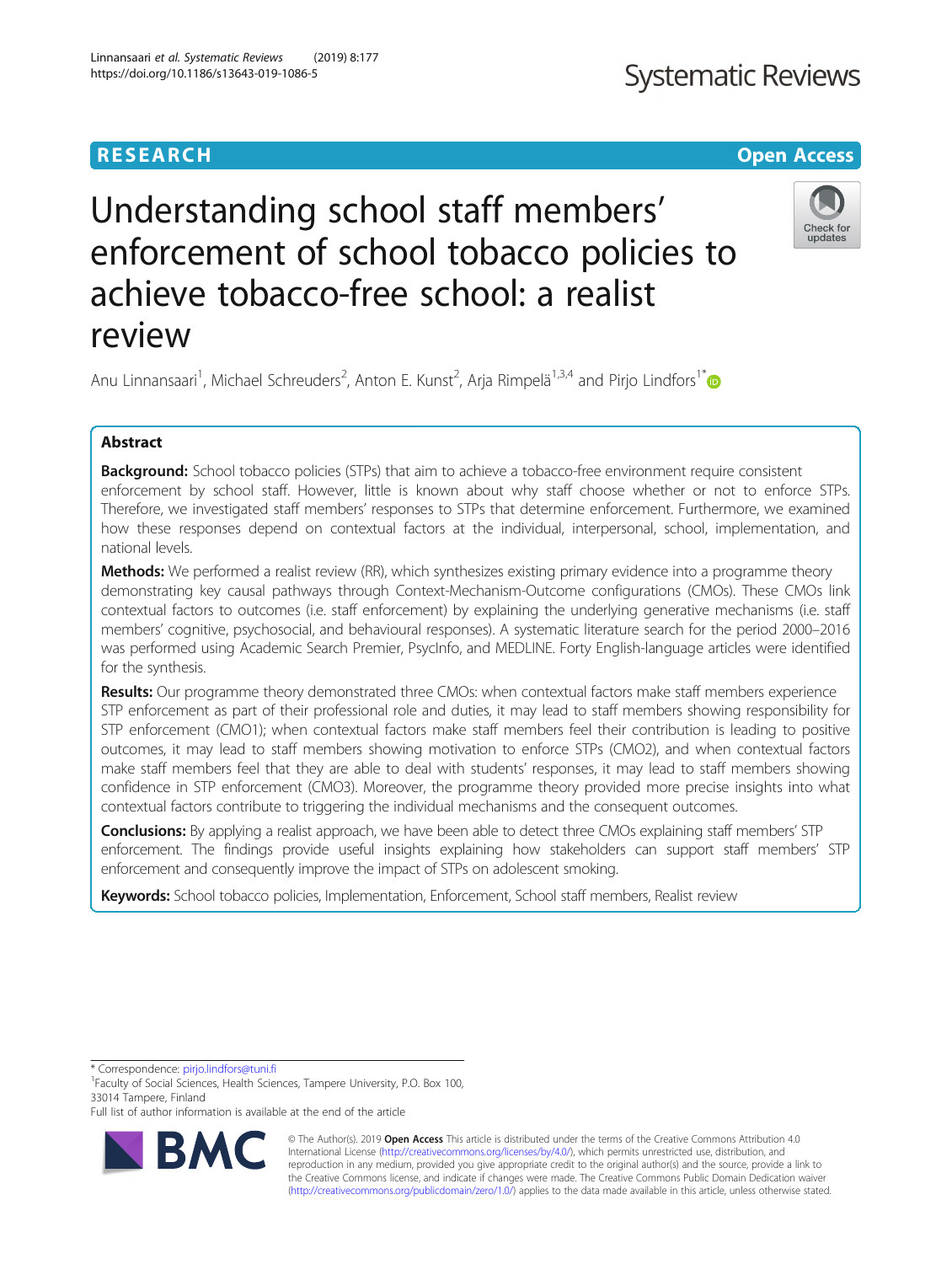RESEARCH

Open Access

# Understanding school staff members' enforcement of school tobacco policies to achieve tobacco-free school: a realist review

Anu Linnansaari[1], Michael Schreuders[2], Anton E. Kunst[2], Arja Rimpelä[1,3,4] and Pirjo Lindfors[1*]

## Abstract

**Background:** School tobacco policies (STPs) that aim to achieve a tobacco-free environment require consistent enforcement by school staff. However, little is known about why staff choose whether or not to enforce STPs. Therefore, we investigated staff members' responses to STPs that determine enforcement. Furthermore, we examined how these responses depend on contextual factors at the individual, interpersonal, school, implementation, and national levels.

**Methods:** We performed a realist review (RR), which synthesizes existing primary evidence into a programme theory demonstrating key causal pathways through Context-Mechanism-Outcome configurations (CMOs). These CMOs link contextual factors to outcomes (i.e. staff enforcement) by explaining the underlying generative mechanisms (i.e. staff members' cognitive, psychosocial, and behavioural responses). A systematic literature search for the period 2000–2016 was performed using Academic Search Premier, PsycInfo, and MEDLINE. Forty English-language articles were identified for the synthesis.

**Results:** Our programme theory demonstrated three CMOs: when contextual factors make staff members experience STP enforcement as part of their professional role and duties, it may lead to staff members showing responsibility for STP enforcement (CMO1); when contextual factors make staff members feel their contribution is leading to positive outcomes, it may lead to staff members showing motivation to enforce STPs (CMO2), and when contextual factors make staff members feel that they are able to deal with students' responses, it may lead to staff members showing confidence in STP enforcement (CMO3). Moreover, the programme theory provided more precise insights into what contextual factors contribute to triggering the individual mechanisms and the consequent outcomes.

**Conclusions:** By applying a realist approach, we have been able to detect three CMOs explaining staff members' STP enforcement. The findings provide useful insights explaining how stakeholders can support staff members' STP enforcement and consequently improve the impact of STPs on adolescent smoking.

**Keywords:** School tobacco policies, Implementation, Enforcement, School staff members, Realist review

\* Correspondence: pirjo.lindfors@tuni.fi

[1]Faculty of Social Sciences, Health Sciences, Tampere University, P.O. Box 100, 33014 Tampere, Finland

Full list of author information is available at the end of the article

© The Author(s). 2019 **Open Access** This article is distributed under the terms of the Creative Commons Attribution 4.0 International License (http://creativecommons.org/licenses/by/4.0/), which permits unrestricted use, distribution, and reproduction in any medium, provided you give appropriate credit to the original author(s) and the source, provide a link to the Creative Commons license, and indicate if changes were made. The Creative Commons Public Domain Dedication waiver (http://creativecommons.org/publicdomain/zero/1.0/) applies to the data made available in this article, unless otherwise stated.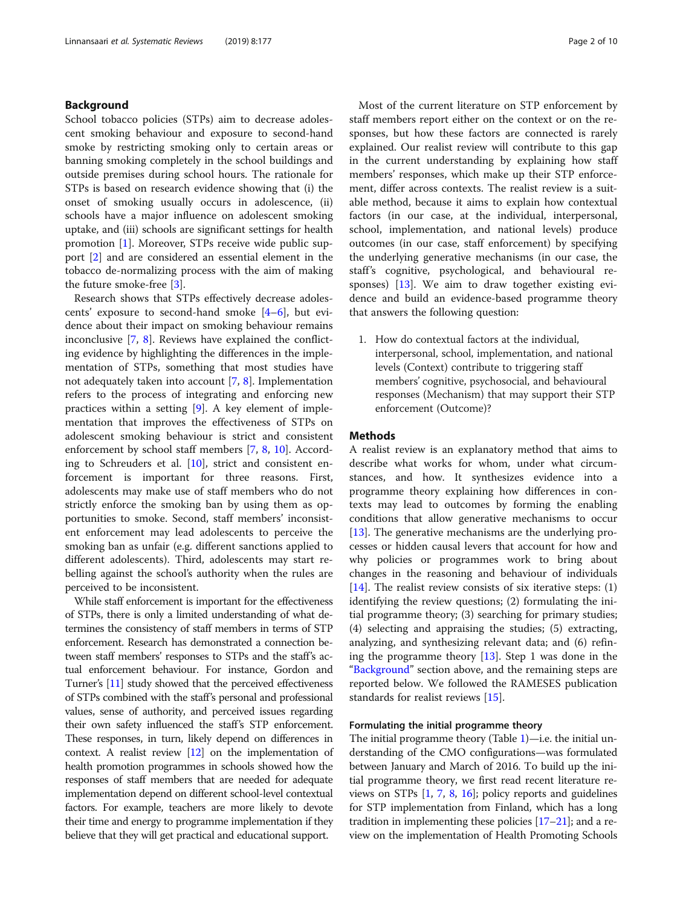## Background

School tobacco policies (STPs) aim to decrease adolescent smoking behaviour and exposure to second-hand smoke by restricting smoking only to certain areas or banning smoking completely in the school buildings and outside premises during school hours. The rationale for STPs is based on research evidence showing that (i) the onset of smoking usually occurs in adolescence, (ii) schools have a major influence on adolescent smoking uptake, and (iii) schools are significant settings for health promotion [1]. Moreover, STPs receive wide public support [2] and are considered an essential element in the tobacco de-normalizing process with the aim of making the future smoke-free [3].

Research shows that STPs effectively decrease adolescents' exposure to second-hand smoke [4–6], but evidence about their impact on smoking behaviour remains inconclusive [7, 8]. Reviews have explained the conflicting evidence by highlighting the differences in the implementation of STPs, something that most studies have not adequately taken into account [7, 8]. Implementation refers to the process of integrating and enforcing new practices within a setting [9]. A key element of implementation that improves the effectiveness of STPs on adolescent smoking behaviour is strict and consistent enforcement by school staff members [7, 8, 10]. According to Schreuders et al. [10], strict and consistent enforcement is important for three reasons. First, adolescents may make use of staff members who do not strictly enforce the smoking ban by using them as opportunities to smoke. Second, staff members' inconsistent enforcement may lead adolescents to perceive the smoking ban as unfair (e.g. different sanctions applied to different adolescents). Third, adolescents may start rebelling against the school's authority when the rules are perceived to be inconsistent.

While staff enforcement is important for the effectiveness of STPs, there is only a limited understanding of what determines the consistency of staff members in terms of STP enforcement. Research has demonstrated a connection between staff members' responses to STPs and the staff's actual enforcement behaviour. For instance, Gordon and Turner's [11] study showed that the perceived effectiveness of STPs combined with the staff's personal and professional values, sense of authority, and perceived issues regarding their own safety influenced the staff's STP enforcement. These responses, in turn, likely depend on differences in context. A realist review [12] on the implementation of health promotion programmes in schools showed how the responses of staff members that are needed for adequate implementation depend on different school-level contextual factors. For example, teachers are more likely to devote their time and energy to programme implementation if they believe that they will get practical and educational support.

Most of the current literature on STP enforcement by staff members report either on the context or on the responses, but how these factors are connected is rarely explained. Our realist review will contribute to this gap in the current understanding by explaining how staff members' responses, which make up their STP enforcement, differ across contexts. The realist review is a suitable method, because it aims to explain how contextual factors (in our case, at the individual, interpersonal, school, implementation, and national levels) produce outcomes (in our case, staff enforcement) by specifying the underlying generative mechanisms (in our case, the staff's cognitive, psychological, and behavioural responses) [13]. We aim to draw together existing evidence and build an evidence-based programme theory that answers the following question:

1. How do contextual factors at the individual, interpersonal, school, implementation, and national levels (Context) contribute to triggering staff members' cognitive, psychosocial, and behavioural responses (Mechanism) that may support their STP enforcement (Outcome)?

## Methods

A realist review is an explanatory method that aims to describe what works for whom, under what circumstances, and how. It synthesizes evidence into a programme theory explaining how differences in contexts may lead to outcomes by forming the enabling conditions that allow generative mechanisms to occur [13]. The generative mechanisms are the underlying processes or hidden causal levers that account for how and why policies or programmes work to bring about changes in the reasoning and behaviour of individuals [14]. The realist review consists of six iterative steps: (1) identifying the review questions; (2) formulating the initial programme theory; (3) searching for primary studies; (4) selecting and appraising the studies; (5) extracting, analyzing, and synthesizing relevant data; and (6) refining the programme theory [13]. Step 1 was done in the "Background" section above, and the remaining steps are reported below. We followed the RAMESES publication standards for realist reviews [15].

### Formulating the initial programme theory

The initial programme theory (Table 1)—i.e. the initial understanding of the CMO configurations—was formulated between January and March of 2016. To build up the initial programme theory, we first read recent literature reviews on STPs [1, 7, 8, 16]; policy reports and guidelines for STP implementation from Finland, which has a long tradition in implementing these policies [17–21]; and a review on the implementation of Health Promoting Schools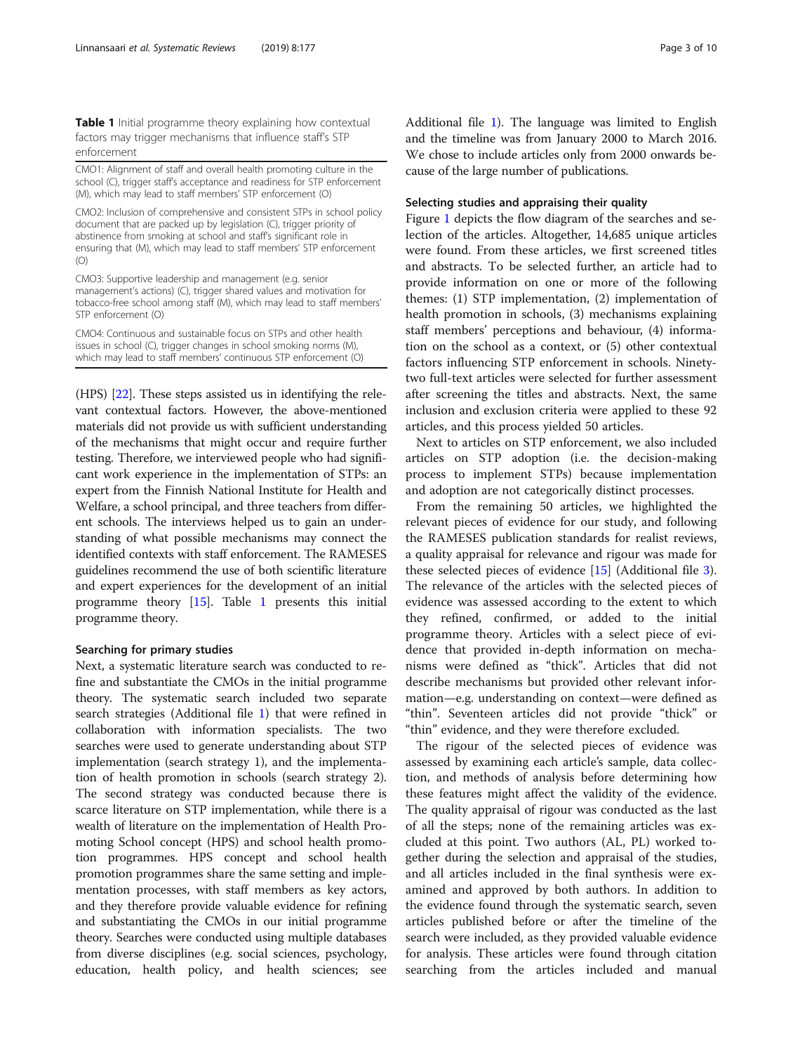**Table 1** Initial programme theory explaining how contextual factors may trigger mechanisms that influence staff's STP enforcement

| |
|---|
| CMO1: Alignment of staff and overall health promoting culture in the school (C), trigger staff's acceptance and readiness for STP enforcement (M), which may lead to staff members' STP enforcement (O) |
| CMO2: Inclusion of comprehensive and consistent STPs in school policy document that are packed up by legislation (C), trigger priority of abstinence from smoking at school and staff's significant role in ensuring that (M), which may lead to staff members' STP enforcement (O) |
| CMO3: Supportive leadership and management (e.g. senior management's actions) (C), trigger shared values and motivation for tobacco-free school among staff (M), which may lead to staff members' STP enforcement (O) |
| CMO4: Continuous and sustainable focus on STPs and other health issues in school (C), trigger changes in school smoking norms (M), which may lead to staff members' continuous STP enforcement (O) |

(HPS) [22]. These steps assisted us in identifying the relevant contextual factors. However, the above-mentioned materials did not provide us with sufficient understanding of the mechanisms that might occur and require further testing. Therefore, we interviewed people who had significant work experience in the implementation of STPs: an expert from the Finnish National Institute for Health and Welfare, a school principal, and three teachers from different schools. The interviews helped us to gain an understanding of what possible mechanisms may connect the identified contexts with staff enforcement. The RAMESES guidelines recommend the use of both scientific literature and expert experiences for the development of an initial programme theory [15]. Table 1 presents this initial programme theory.

### Searching for primary studies

Next, a systematic literature search was conducted to refine and substantiate the CMOs in the initial programme theory. The systematic search included two separate search strategies (Additional file 1) that were refined in collaboration with information specialists. The two searches were used to generate understanding about STP implementation (search strategy 1), and the implementation of health promotion in schools (search strategy 2). The second strategy was conducted because there is scarce literature on STP implementation, while there is a wealth of literature on the implementation of Health Promoting School concept (HPS) and school health promotion programmes. HPS concept and school health promotion programmes share the same setting and implementation processes, with staff members as key actors, and they therefore provide valuable evidence for refining and substantiating the CMOs in our initial programme theory. Searches were conducted using multiple databases from diverse disciplines (e.g. social sciences, psychology, education, health policy, and health sciences; see Additional file 1). The language was limited to English and the timeline was from January 2000 to March 2016. We chose to include articles only from 2000 onwards because of the large number of publications.

### Selecting studies and appraising their quality

Figure 1 depicts the flow diagram of the searches and selection of the articles. Altogether, 14,685 unique articles were found. From these articles, we first screened titles and abstracts. To be selected further, an article had to provide information on one or more of the following themes: (1) STP implementation, (2) implementation of health promotion in schools, (3) mechanisms explaining staff members' perceptions and behaviour, (4) information on the school as a context, or (5) other contextual factors influencing STP enforcement in schools. Ninety-two full-text articles were selected for further assessment after screening the titles and abstracts. Next, the same inclusion and exclusion criteria were applied to these 92 articles, and this process yielded 50 articles.

Next to articles on STP enforcement, we also included articles on STP adoption (i.e. the decision-making process to implement STPs) because implementation and adoption are not categorically distinct processes.

From the remaining 50 articles, we highlighted the relevant pieces of evidence for our study, and following the RAMESES publication standards for realist reviews, a quality appraisal for relevance and rigour was made for these selected pieces of evidence [15] (Additional file 3). The relevance of the articles with the selected pieces of evidence was assessed according to the extent to which they refined, confirmed, or added to the initial programme theory. Articles with a select piece of evidence that provided in-depth information on mechanisms were defined as "thick". Articles that did not describe mechanisms but provided other relevant information—e.g. understanding on context—were defined as "thin". Seventeen articles did not provide "thick" or "thin" evidence, and they were therefore excluded.

The rigour of the selected pieces of evidence was assessed by examining each article's sample, data collection, and methods of analysis before determining how these features might affect the validity of the evidence. The quality appraisal of rigour was conducted as the last of all the steps; none of the remaining articles was excluded at this point. Two authors (AL, PL) worked together during the selection and appraisal of the studies, and all articles included in the final synthesis were examined and approved by both authors. In addition to the evidence found through the systematic search, seven articles published before or after the timeline of the search were included, as they provided valuable evidence for analysis. These articles were found through citation searching from the articles included and manual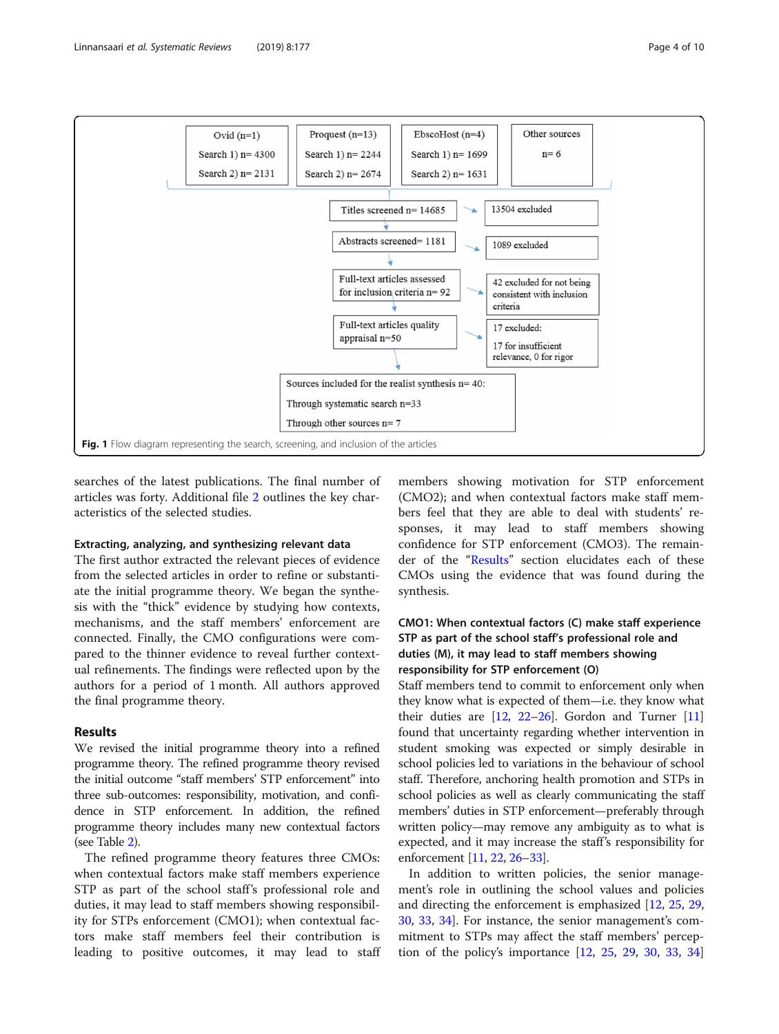| Ovid (n=1) | Proquest (n=13) | EbscoHost (n=4) | Other sources |
|---|---|---|---|
| Search 1) n= 4300 | Search 1) n= 2244 | Search 1) n= 1699 | n= 6 |
| Search 2) n= 2131 | Search 2) n= 2674 | Search 2) n= 1631 | |

| Stage | Excluded |
|---|---|
| Titles screened n= 14685 | 13504 excluded |
| Abstracts screened= 1181 | 1089 excluded |
| Full-text articles assessed for inclusion criteria n= 92 | 42 excluded for not being consistent with inclusion criteria |
| Full-text articles quality appraisal n=50 | 17 excluded: 17 for insufficient relevance, 0 for rigor |
| Sources included for the realist synthesis n= 40: Through systematic search n=33; Through other sources n= 7 | |

**Fig. 1** Flow diagram representing the search, screening, and inclusion of the articles

searches of the latest publications. The final number of articles was forty. Additional file 2 outlines the key characteristics of the selected studies.

#### Extracting, analyzing, and synthesizing relevant data

The first author extracted the relevant pieces of evidence from the selected articles in order to refine or substantiate the initial programme theory. We began the synthesis with the "thick" evidence by studying how contexts, mechanisms, and the staff members' enforcement are connected. Finally, the CMO configurations were compared to the thinner evidence to reveal further contextual refinements. The findings were reflected upon by the authors for a period of 1 month. All authors approved the final programme theory.

## Results

We revised the initial programme theory into a refined programme theory. The refined programme theory revised the initial outcome "staff members' STP enforcement" into three sub-outcomes: responsibility, motivation, and confidence in STP enforcement. In addition, the refined programme theory includes many new contextual factors (see Table 2).

The refined programme theory features three CMOs: when contextual factors make staff experience STP as part of the school staff's professional role and duties, it may lead to staff members showing responsibility for STPs enforcement (CMO1); when contextual factors make staff members feel their contribution is leading to positive outcomes, it may lead to staff members showing motivation for STP enforcement (CMO2); and when contextual factors make staff members feel that they are able to deal with students' responses, it may lead to staff members showing confidence for STP enforcement (CMO3). The remainder of the "Results" section elucidates each of these CMOs using the evidence that was found during the synthesis.

#### CMO1: When contextual factors (C) make staff experience STP as part of the school staff's professional role and duties (M), it may lead to staff members showing responsibility for STP enforcement (O)

Staff members tend to commit to enforcement only when they know what is expected of them—i.e. they know what their duties are [12, 22–26]. Gordon and Turner [11] found that uncertainty regarding whether intervention in student smoking was expected or simply desirable in school policies led to variations in the behaviour of school staff. Therefore, anchoring health promotion and STPs in school policies as well as clearly communicating the staff members' duties in STP enforcement—preferably through written policy—may remove any ambiguity as to what is expected, and it may increase the staff's responsibility for enforcement [11, 22, 26–33].

In addition to written policies, the senior management's role in outlining the school values and policies and directing the enforcement is emphasized [12, 25, 29, 30, 33, 34]. For instance, the senior management's commitment to STPs may affect the staff members' perception of the policy's importance [12, 25, 29, 30, 33, 34]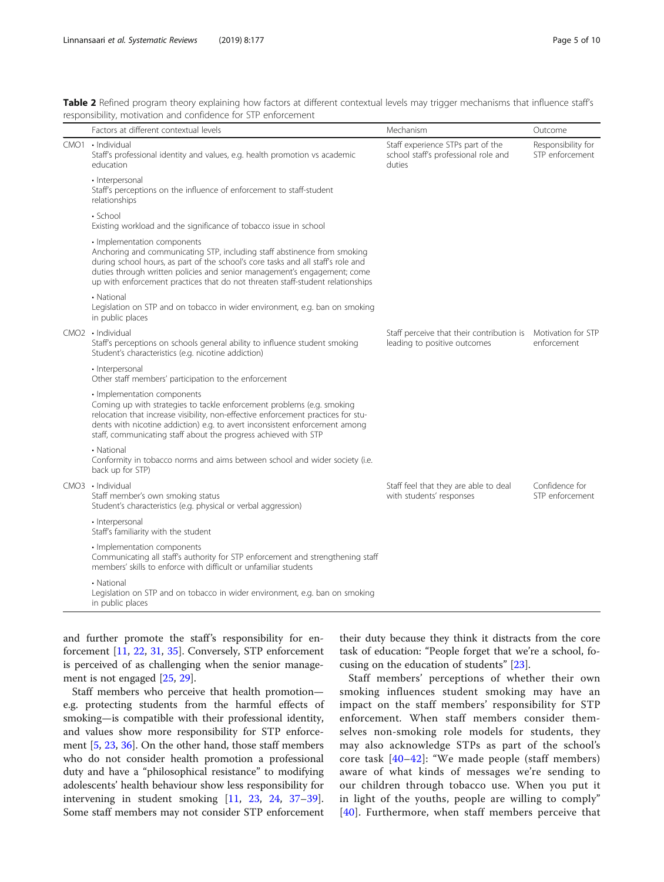**Table 2** Refined program theory explaining how factors at different contextual levels may trigger mechanisms that influence staff's responsibility, motivation and confidence for STP enforcement

| | Factors at different contextual levels | Mechanism | Outcome |
|---|---|---|---|
| CMO1 | • Individual<br>Staff's professional identity and values, e.g. health promotion vs academic education | Staff experience STPs part of the school staff's professional role and duties | Responsibility for STP enforcement |
| | • Interpersonal<br>Staff's perceptions on the influence of enforcement to staff-student relationships | | |
| | • School<br>Existing workload and the significance of tobacco issue in school | | |
| | • Implementation components<br>Anchoring and communicating STP, including staff abstinence from smoking during school hours, as part of the school's core tasks and all staff's role and duties through written policies and senior management's engagement; come up with enforcement practices that do not threaten staff-student relationships | | |
| | • National<br>Legislation on STP and on tobacco in wider environment, e.g. ban on smoking in public places | | |
| CMO2 | • Individual<br>Staff's perceptions on schools general ability to influence student smoking<br>Student's characteristics (e.g. nicotine addiction) | Staff perceive that their contribution is leading to positive outcomes | Motivation for STP enforcement |
| | • Interpersonal<br>Other staff members' participation to the enforcement | | |
| | • Implementation components<br>Coming up with strategies to tackle enforcement problems (e.g. smoking relocation that increase visibility, non-effective enforcement practices for students with nicotine addiction) e.g. to avert inconsistent enforcement among staff, communicating staff about the progress achieved with STP | | |
| | • National<br>Conformity in tobacco norms and aims between school and wider society (i.e. back up for STP) | | |
| CMO3 | • Individual<br>Staff member's own smoking status<br>Student's characteristics (e.g. physical or verbal aggression) | Staff feel that they are able to deal with students' responses | Confidence for STP enforcement |
| | • Interpersonal<br>Staff's familiarity with the student | | |
| | • Implementation components<br>Communicating all staff's authority for STP enforcement and strengthening staff members' skills to enforce with difficult or unfamiliar students | | |
| | • National<br>Legislation on STP and on tobacco in wider environment, e.g. ban on smoking in public places | | |

and further promote the staff's responsibility for enforcement [11, 22, 31, 35]. Conversely, STP enforcement is perceived of as challenging when the senior management is not engaged [25, 29].

Staff members who perceive that health promotion—e.g. protecting students from the harmful effects of smoking—is compatible with their professional identity, and values show more responsibility for STP enforcement [5, 23, 36]. On the other hand, those staff members who do not consider health promotion a professional duty and have a "philosophical resistance" to modifying adolescents' health behaviour show less responsibility for intervening in student smoking [11, 23, 24, 37–39]. Some staff members may not consider STP enforcement their duty because they think it distracts from the core task of education: "People forget that we're a school, focusing on the education of students" [23].

Staff members' perceptions of whether their own smoking influences student smoking may have an impact on the staff members' responsibility for STP enforcement. When staff members consider themselves non-smoking role models for students, they may also acknowledge STPs as part of the school's core task [40–42]: "We made people (staff members) aware of what kinds of messages we're sending to our children through tobacco use. When you put it in light of the youths, people are willing to comply" [40]. Furthermore, when staff members perceive that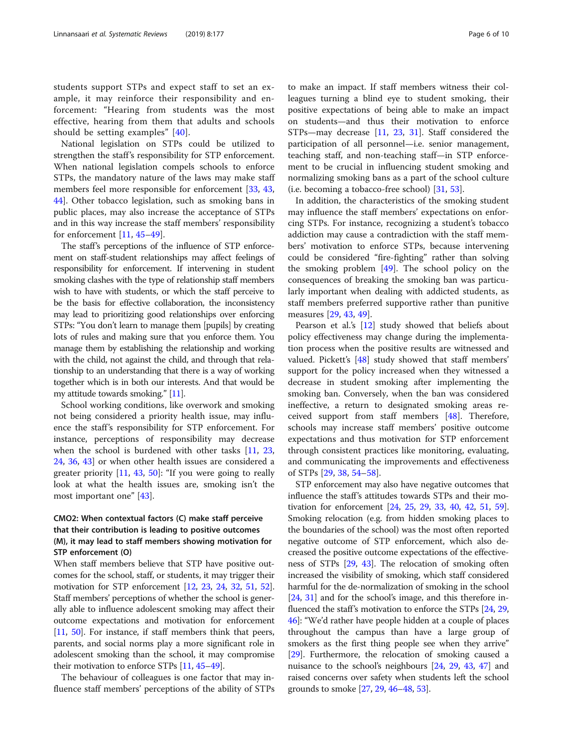students support STPs and expect staff to set an example, it may reinforce their responsibility and enforcement: "Hearing from students was the most effective, hearing from them that adults and schools should be setting examples" [40].

National legislation on STPs could be utilized to strengthen the staff's responsibility for STP enforcement. When national legislation compels schools to enforce STPs, the mandatory nature of the laws may make staff members feel more responsible for enforcement [33, 43, 44]. Other tobacco legislation, such as smoking bans in public places, may also increase the acceptance of STPs and in this way increase the staff members' responsibility for enforcement [11, 45–49].

The staff's perceptions of the influence of STP enforcement on staff-student relationships may affect feelings of responsibility for enforcement. If intervening in student smoking clashes with the type of relationship staff members wish to have with students, or which the staff perceive to be the basis for effective collaboration, the inconsistency may lead to prioritizing good relationships over enforcing STPs: "You don't learn to manage them [pupils] by creating lots of rules and making sure that you enforce them. You manage them by establishing the relationship and working with the child, not against the child, and through that relationship to an understanding that there is a way of working together which is in both our interests. And that would be my attitude towards smoking." [11].

School working conditions, like overwork and smoking not being considered a priority health issue, may influence the staff's responsibility for STP enforcement. For instance, perceptions of responsibility may decrease when the school is burdened with other tasks [11, 23, 24, 36, 43] or when other health issues are considered a greater priority [11, 43, 50]: "If you were going to really look at what the health issues are, smoking isn't the most important one" [43].

### CMO2: When contextual factors (C) make staff perceive that their contribution is leading to positive outcomes (M), it may lead to staff members showing motivation for STP enforcement (O)

When staff members believe that STP have positive outcomes for the school, staff, or students, it may trigger their motivation for STP enforcement [12, 23, 24, 32, 51, 52]. Staff members' perceptions of whether the school is generally able to influence adolescent smoking may affect their outcome expectations and motivation for enforcement [11, 50]. For instance, if staff members think that peers, parents, and social norms play a more significant role in adolescent smoking than the school, it may compromise their motivation to enforce STPs [11, 45–49].

The behaviour of colleagues is one factor that may influence staff members' perceptions of the ability of STPs to make an impact. If staff members witness their colleagues turning a blind eye to student smoking, their positive expectations of being able to make an impact on students—and thus their motivation to enforce STPs—may decrease [11, 23, 31]. Staff considered the participation of all personnel—i.e. senior management, teaching staff, and non-teaching staff—in STP enforcement to be crucial in influencing student smoking and normalizing smoking bans as a part of the school culture (i.e. becoming a tobacco-free school) [31, 53].

In addition, the characteristics of the smoking student may influence the staff members' expectations on enforcing STPs. For instance, recognizing a student's tobacco addiction may cause a contradiction with the staff members' motivation to enforce STPs, because intervening could be considered "fire-fighting" rather than solving the smoking problem [49]. The school policy on the consequences of breaking the smoking ban was particularly important when dealing with addicted students, as staff members preferred supportive rather than punitive measures [29, 43, 49].

Pearson et al.'s [12] study showed that beliefs about policy effectiveness may change during the implementation process when the positive results are witnessed and valued. Pickett's [48] study showed that staff members' support for the policy increased when they witnessed a decrease in student smoking after implementing the smoking ban. Conversely, when the ban was considered ineffective, a return to designated smoking areas received support from staff members [48]. Therefore, schools may increase staff members' positive outcome expectations and thus motivation for STP enforcement through consistent practices like monitoring, evaluating, and communicating the improvements and effectiveness of STPs [29, 38, 54–58].

STP enforcement may also have negative outcomes that influence the staff's attitudes towards STPs and their motivation for enforcement [24, 25, 29, 33, 40, 42, 51, 59]. Smoking relocation (e.g. from hidden smoking places to the boundaries of the school) was the most often reported negative outcome of STP enforcement, which also decreased the positive outcome expectations of the effectiveness of STPs [29, 43]. The relocation of smoking often increased the visibility of smoking, which staff considered harmful for the de-normalization of smoking in the school [24, 31] and for the school's image, and this therefore influenced the staff's motivation to enforce the STPs [24, 29, 46]: "We'd rather have people hidden at a couple of places throughout the campus than have a large group of smokers as the first thing people see when they arrive" [29]. Furthermore, the relocation of smoking caused a nuisance to the school's neighbours [24, 29, 43, 47] and raised concerns over safety when students left the school grounds to smoke [27, 29, 46–48, 53].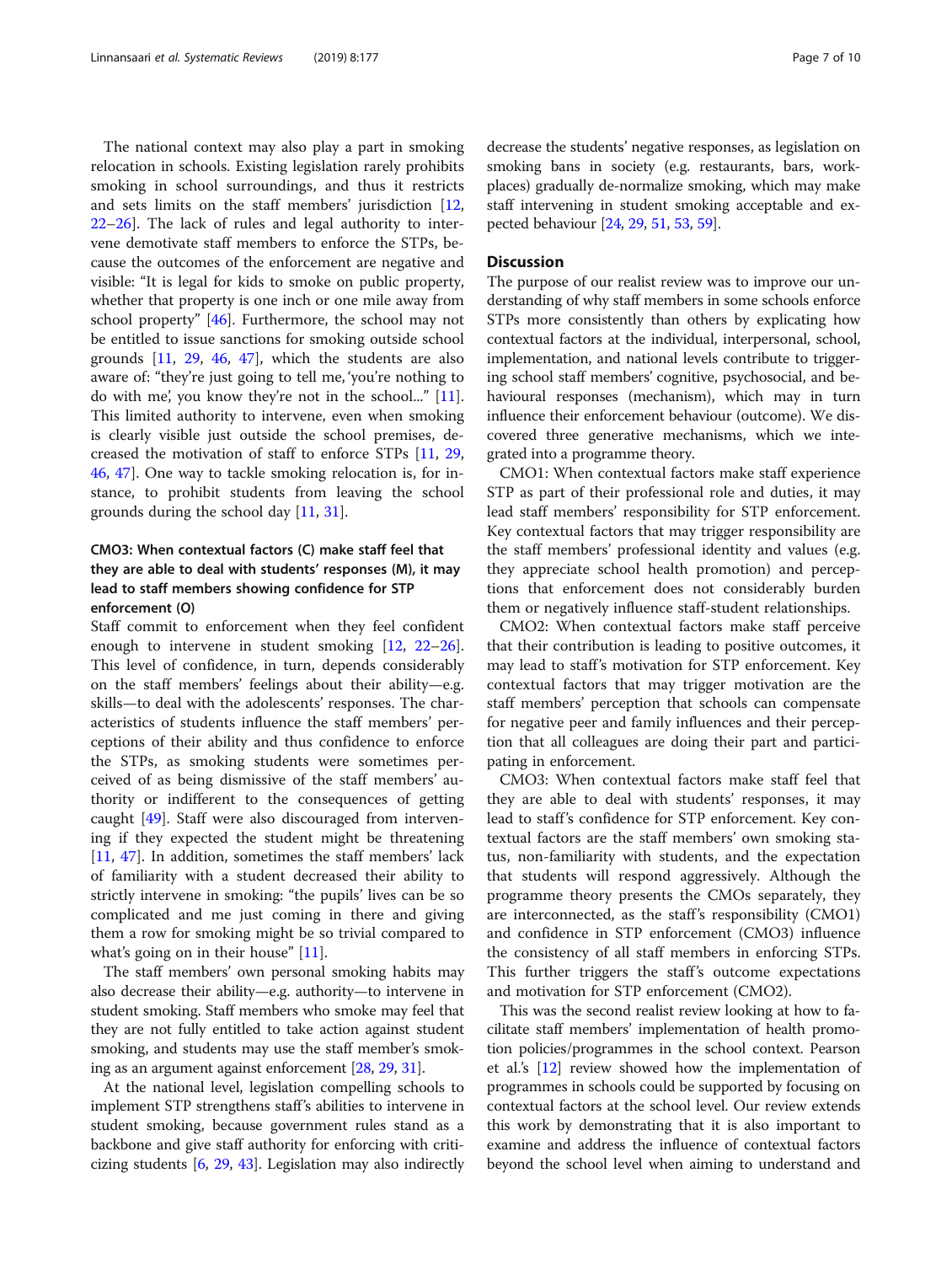The national context may also play a part in smoking relocation in schools. Existing legislation rarely prohibits smoking in school surroundings, and thus it restricts and sets limits on the staff members' jurisdiction [12, 22–26]. The lack of rules and legal authority to intervene demotivate staff members to enforce the STPs, because the outcomes of the enforcement are negative and visible: "It is legal for kids to smoke on public property, whether that property is one inch or one mile away from school property" [46]. Furthermore, the school may not be entitled to issue sanctions for smoking outside school grounds [11, 29, 46, 47], which the students are also aware of: "they're just going to tell me, 'you're nothing to do with me', you know they're not in the school..." [11]. This limited authority to intervene, even when smoking is clearly visible just outside the school premises, decreased the motivation of staff to enforce STPs [11, 29, 46, 47]. One way to tackle smoking relocation is, for instance, to prohibit students from leaving the school grounds during the school day [11, 31].

### CMO3: When contextual factors (C) make staff feel that they are able to deal with students' responses (M), it may lead to staff members showing confidence for STP enforcement (O)

Staff commit to enforcement when they feel confident enough to intervene in student smoking [12, 22–26]. This level of confidence, in turn, depends considerably on the staff members' feelings about their ability—e.g. skills—to deal with the adolescents' responses. The characteristics of students influence the staff members' perceptions of their ability and thus confidence to enforce the STPs, as smoking students were sometimes perceived of as being dismissive of the staff members' authority or indifferent to the consequences of getting caught [49]. Staff were also discouraged from intervening if they expected the student might be threatening [11, 47]. In addition, sometimes the staff members' lack of familiarity with a student decreased their ability to strictly intervene in smoking: "the pupils' lives can be so complicated and me just coming in there and giving them a row for smoking might be so trivial compared to what's going on in their house" [11].

The staff members' own personal smoking habits may also decrease their ability—e.g. authority—to intervene in student smoking. Staff members who smoke may feel that they are not fully entitled to take action against student smoking, and students may use the staff member's smoking as an argument against enforcement [28, 29, 31].

At the national level, legislation compelling schools to implement STP strengthens staff's abilities to intervene in student smoking, because government rules stand as a backbone and give staff authority for enforcing with criticizing students [6, 29, 43]. Legislation may also indirectly decrease the students' negative responses, as legislation on smoking bans in society (e.g. restaurants, bars, workplaces) gradually de-normalize smoking, which may make staff intervening in student smoking acceptable and expected behaviour [24, 29, 51, 53, 59].

## Discussion

The purpose of our realist review was to improve our understanding of why staff members in some schools enforce STPs more consistently than others by explicating how contextual factors at the individual, interpersonal, school, implementation, and national levels contribute to triggering school staff members' cognitive, psychosocial, and behavioural responses (mechanism), which may in turn influence their enforcement behaviour (outcome). We discovered three generative mechanisms, which we integrated into a programme theory.

CMO1: When contextual factors make staff experience STP as part of their professional role and duties, it may lead staff members' responsibility for STP enforcement. Key contextual factors that may trigger responsibility are the staff members' professional identity and values (e.g. they appreciate school health promotion) and perceptions that enforcement does not considerably burden them or negatively influence staff-student relationships.

CMO2: When contextual factors make staff perceive that their contribution is leading to positive outcomes, it may lead to staff's motivation for STP enforcement. Key contextual factors that may trigger motivation are the staff members' perception that schools can compensate for negative peer and family influences and their perception that all colleagues are doing their part and participating in enforcement.

CMO3: When contextual factors make staff feel that they are able to deal with students' responses, it may lead to staff's confidence for STP enforcement. Key contextual factors are the staff members' own smoking status, non-familiarity with students, and the expectation that students will respond aggressively. Although the programme theory presents the CMOs separately, they are interconnected, as the staff's responsibility (CMO1) and confidence in STP enforcement (CMO3) influence the consistency of all staff members in enforcing STPs. This further triggers the staff's outcome expectations and motivation for STP enforcement (CMO2).

This was the second realist review looking at how to facilitate staff members' implementation of health promotion policies/programmes in the school context. Pearson et al.'s [12] review showed how the implementation of programmes in schools could be supported by focusing on contextual factors at the school level. Our review extends this work by demonstrating that it is also important to examine and address the influence of contextual factors beyond the school level when aiming to understand and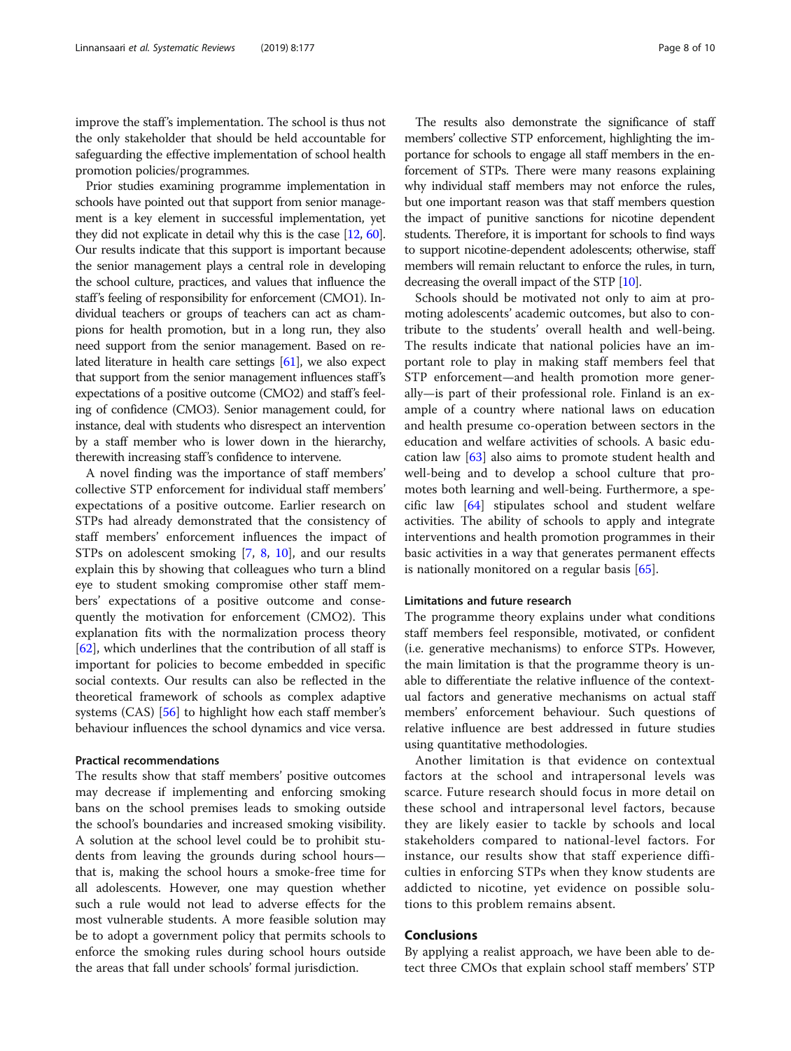improve the staff's implementation. The school is thus not the only stakeholder that should be held accountable for safeguarding the effective implementation of school health promotion policies/programmes.

Prior studies examining programme implementation in schools have pointed out that support from senior management is a key element in successful implementation, yet they did not explicate in detail why this is the case [12, 60]. Our results indicate that this support is important because the senior management plays a central role in developing the school culture, practices, and values that influence the staff's feeling of responsibility for enforcement (CMO1). Individual teachers or groups of teachers can act as champions for health promotion, but in a long run, they also need support from the senior management. Based on related literature in health care settings [61], we also expect that support from the senior management influences staff's expectations of a positive outcome (CMO2) and staff's feeling of confidence (CMO3). Senior management could, for instance, deal with students who disrespect an intervention by a staff member who is lower down in the hierarchy, therewith increasing staff's confidence to intervene.

A novel finding was the importance of staff members' collective STP enforcement for individual staff members' expectations of a positive outcome. Earlier research on STPs had already demonstrated that the consistency of staff members' enforcement influences the impact of STPs on adolescent smoking [7, 8, 10], and our results explain this by showing that colleagues who turn a blind eye to student smoking compromise other staff members' expectations of a positive outcome and consequently the motivation for enforcement (CMO2). This explanation fits with the normalization process theory [62], which underlines that the contribution of all staff is important for policies to become embedded in specific social contexts. Our results can also be reflected in the theoretical framework of schools as complex adaptive systems (CAS) [56] to highlight how each staff member's behaviour influences the school dynamics and vice versa.

### Practical recommendations

The results show that staff members' positive outcomes may decrease if implementing and enforcing smoking bans on the school premises leads to smoking outside the school's boundaries and increased smoking visibility. A solution at the school level could be to prohibit students from leaving the grounds during school hours—that is, making the school hours a smoke-free time for all adolescents. However, one may question whether such a rule would not lead to adverse effects for the most vulnerable students. A more feasible solution may be to adopt a government policy that permits schools to enforce the smoking rules during school hours outside the areas that fall under schools' formal jurisdiction.

The results also demonstrate the significance of staff members' collective STP enforcement, highlighting the importance for schools to engage all staff members in the enforcement of STPs. There were many reasons explaining why individual staff members may not enforce the rules, but one important reason was that staff members question the impact of punitive sanctions for nicotine dependent students. Therefore, it is important for schools to find ways to support nicotine-dependent adolescents; otherwise, staff members will remain reluctant to enforce the rules, in turn, decreasing the overall impact of the STP [10].

Schools should be motivated not only to aim at promoting adolescents' academic outcomes, but also to contribute to the students' overall health and well-being. The results indicate that national policies have an important role to play in making staff members feel that STP enforcement—and health promotion more generally—is part of their professional role. Finland is an example of a country where national laws on education and health presume co-operation between sectors in the education and welfare activities of schools. A basic education law [63] also aims to promote student health and well-being and to develop a school culture that promotes both learning and well-being. Furthermore, a specific law [64] stipulates school and student welfare activities. The ability of schools to apply and integrate interventions and health promotion programmes in their basic activities in a way that generates permanent effects is nationally monitored on a regular basis [65].

### Limitations and future research

The programme theory explains under what conditions staff members feel responsible, motivated, or confident (i.e. generative mechanisms) to enforce STPs. However, the main limitation is that the programme theory is unable to differentiate the relative influence of the contextual factors and generative mechanisms on actual staff members' enforcement behaviour. Such questions of relative influence are best addressed in future studies using quantitative methodologies.

Another limitation is that evidence on contextual factors at the school and intrapersonal levels was scarce. Future research should focus in more detail on these school and intrapersonal level factors, because they are likely easier to tackle by schools and local stakeholders compared to national-level factors. For instance, our results show that staff experience difficulties in enforcing STPs when they know students are addicted to nicotine, yet evidence on possible solutions to this problem remains absent.

## Conclusions

By applying a realist approach, we have been able to detect three CMOs that explain school staff members' STP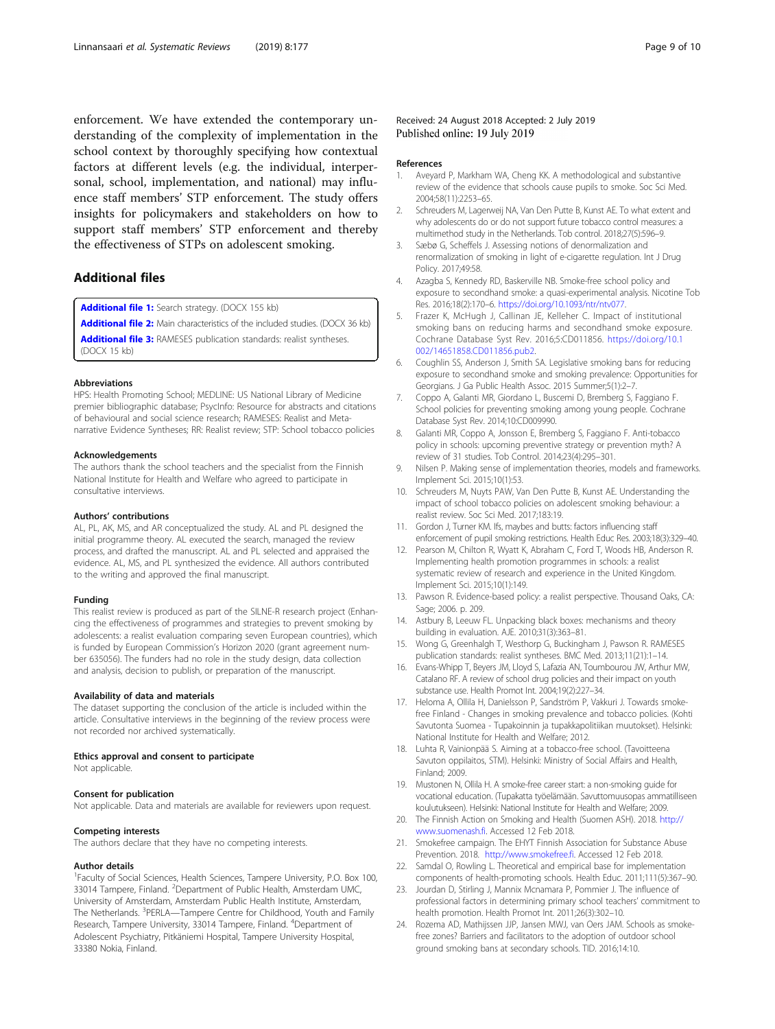enforcement. We have extended the contemporary understanding of the complexity of implementation in the school context by thoroughly specifying how contextual factors at different levels (e.g. the individual, interpersonal, school, implementation, and national) may influence staff members' STP enforcement. The study offers insights for policymakers and stakeholders on how to support staff members' STP enforcement and thereby the effectiveness of STPs on adolescent smoking.

## Additional files

**Additional file 1:** Search strategy. (DOCX 155 kb)

**Additional file 2:** Main characteristics of the included studies. (DOCX 36 kb)

**Additional file 3:** RAMESES publication standards: realist syntheses. (DOCX 15 kb)

#### Abbreviations

HPS: Health Promoting School; MEDLINE: US National Library of Medicine premier bibliographic database; PsycInfo: Resource for abstracts and citations of behavioural and social science research; RAMESES: Realist and Meta-narrative Evidence Syntheses; RR: Realist review; STP: School tobacco policies

#### Acknowledgements

The authors thank the school teachers and the specialist from the Finnish National Institute for Health and Welfare who agreed to participate in consultative interviews.

#### Authors' contributions

AL, PL, AK, MS, and AR conceptualized the study. AL and PL designed the initial programme theory. AL executed the search, managed the review process, and drafted the manuscript. AL and PL selected and appraised the evidence. AL, MS, and PL synthesized the evidence. All authors contributed to the writing and approved the final manuscript.

#### Funding

This realist review is produced as part of the SILNE-R research project (Enhancing the effectiveness of programmes and strategies to prevent smoking by adolescents: a realist evaluation comparing seven European countries), which is funded by European Commission's Horizon 2020 (grant agreement number 635056). The funders had no role in the study design, data collection and analysis, decision to publish, or preparation of the manuscript.

#### Availability of data and materials

The dataset supporting the conclusion of the article is included within the article. Consultative interviews in the beginning of the review process were not recorded nor archived systematically.

#### Ethics approval and consent to participate

Not applicable.

#### Consent for publication

Not applicable. Data and materials are available for reviewers upon request.

#### Competing interests

The authors declare that they have no competing interests.

#### Author details

[1]Faculty of Social Sciences, Health Sciences, Tampere University, P.O. Box 100, 33014 Tampere, Finland. [2]Department of Public Health, Amsterdam UMC, University of Amsterdam, Amsterdam Public Health Institute, Amsterdam, The Netherlands. [3]PERLA—Tampere Centre for Childhood, Youth and Family Research, Tampere University, 33014 Tampere, Finland. [4]Department of Adolescent Psychiatry, Pitkäniemi Hospital, Tampere University Hospital, 33380 Nokia, Finland.

Received: 24 August 2018 Accepted: 2 July 2019
Published online: 19 July 2019

#### References

1. Aveyard P, Markham WA, Cheng KK. A methodological and substantive review of the evidence that schools cause pupils to smoke. Soc Sci Med. 2004;58(11):2253–65.
2. Schreuders M, Lagerweij NA, Van Den Putte B, Kunst AE. To what extent and why adolescents do or do not support future tobacco control measures: a multimethod study in the Netherlands. Tob control. 2018;27(5):596–9.
3. Sæbø G, Scheffels J. Assessing notions of denormalization and renormalization of smoking in light of e-cigarette regulation. Int J Drug Policy. 2017;49:58.
4. Azagba S, Kennedy RD, Baskerville NB. Smoke-free school policy and exposure to secondhand smoke: a quasi-experimental analysis. Nicotine Tob Res. 2016;18(2):170–6. https://doi.org/10.1093/ntr/ntv077.
5. Frazer K, McHugh J, Callinan JE, Kelleher C. Impact of institutional smoking bans on reducing harms and secondhand smoke exposure. Cochrane Database Syst Rev. 2016;5:CD011856. https://doi.org/10.1002/14651858.CD011856.pub2.
6. Coughlin SS, Anderson J, Smith SA. Legislative smoking bans for reducing exposure to secondhand smoke and smoking prevalence: Opportunities for Georgians. J Ga Public Health Assoc. 2015 Summer;5(1):2–7.
7. Coppo A, Galanti MR, Giordano L, Buscemi D, Bremberg S, Faggiano F. School policies for preventing smoking among young people. Cochrane Database Syst Rev. 2014;10:CD009990.
8. Galanti MR, Coppo A, Jonsson E, Bremberg S, Faggiano F. Anti-tobacco policy in schools: upcoming preventive strategy or prevention myth? A review of 31 studies. Tob Control. 2014;23(4):295–301.
9. Nilsen P. Making sense of implementation theories, models and frameworks. Implement Sci. 2015;10(1):53.
10. Schreuders M, Nuyts PAW, Van Den Putte B, Kunst AE. Understanding the impact of school tobacco policies on adolescent smoking behaviour: a realist review. Soc Sci Med. 2017;183:19.
11. Gordon J, Turner KM. Ifs, maybes and butts: factors influencing staff enforcement of pupil smoking restrictions. Health Educ Res. 2003;18(3):329–40.
12. Pearson M, Chilton R, Wyatt K, Abraham C, Ford T, Woods HB, Anderson R. Implementing health promotion programmes in schools: a realist systematic review of research and experience in the United Kingdom. Implement Sci. 2015;10(1):149.
13. Pawson R. Evidence-based policy: a realist perspective. Thousand Oaks, CA: Sage; 2006. p. 209.
14. Astbury B, Leeuw FL. Unpacking black boxes: mechanisms and theory building in evaluation. AJE. 2010;31(3):363–81.
15. Wong G, Greenhalgh T, Westhorp G, Buckingham J, Pawson R. RAMESES publication standards: realist syntheses. BMC Med. 2013;11(21):1–14.
16. Evans-Whipp T, Beyers JM, Lloyd S, Lafazia AN, Toumbourou JW, Arthur MW, Catalano RF. A review of school drug policies and their impact on youth substance use. Health Promot Int. 2004;19(2):227–34.
17. Heloma A, Ollila H, Danielsson P, Sandström P, Vakkuri J. Towards smoke-free Finland - Changes in smoking prevalence and tobacco policies. (Kohti Savutonta Suomea - Tupakoinnin ja tupakkapolitiikan muutokset). Helsinki: National Institute for Health and Welfare; 2012.
18. Luhta R, Vainionpää S. Aiming at a tobacco-free school. (Tavoitteena Savuton oppilaitos, STM). Helsinki: Ministry of Social Affairs and Health, Finland; 2009.
19. Mustonen N, Ollila H. A smoke-free career start: a non-smoking guide for vocational education. (Tupakatta työelämään. Savuttomuusopas ammatilliseen koulutukseen). Helsinki: National Institute for Health and Welfare; 2009.
20. The Finnish Action on Smoking and Health (Suomen ASH). 2018. http://www.suomenash.fi. Accessed 12 Feb 2018.
21. Smokefree campaign. The EHYT Finnish Association for Substance Abuse Prevention. 2018. http://www.smokefree.fi. Accessed 12 Feb 2018.
22. Samdal O, Rowling L. Theoretical and empirical base for implementation components of health-promoting schools. Health Educ. 2011;111(5):367–90.
23. Jourdan D, Stirling J, Mannix Mcnamara P, Pommier J. The influence of professional factors in determining primary school teachers' commitment to health promotion. Health Promot Int. 2011;26(3):302–10.
24. Rozema AD, Mathijssen JJP, Jansen MWJ, van Oers JAM. Schools as smoke-free zones? Barriers and facilitators to the adoption of outdoor school ground smoking bans at secondary schools. TID. 2016;14:10.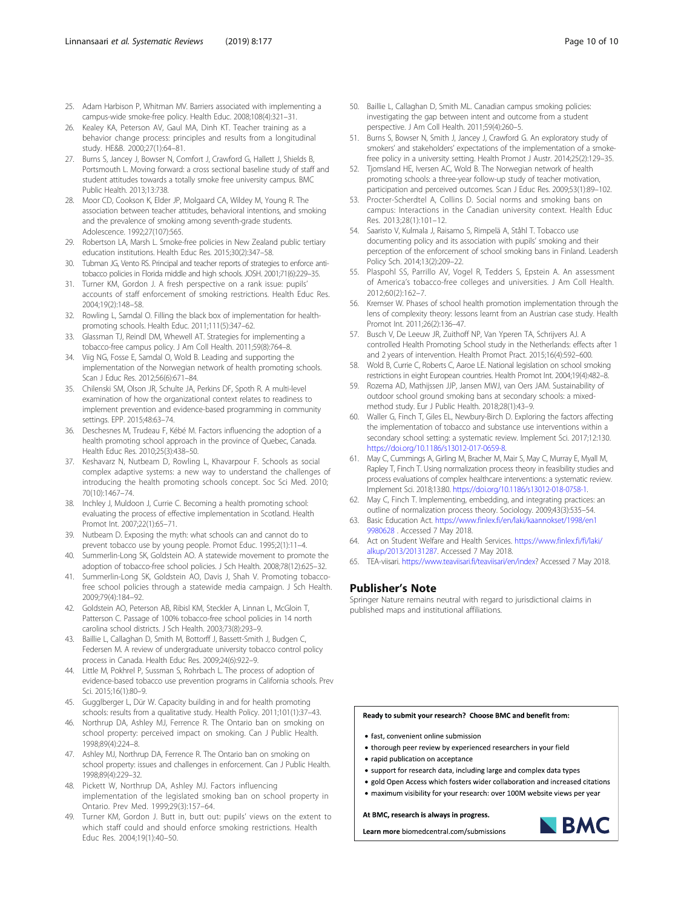25. Adam Harbison P, Whitman MV. Barriers associated with implementing a campus-wide smoke-free policy. Health Educ. 2008;108(4):321–31.
26. Kealey KA, Peterson AV, Gaul MA, Dinh KT. Teacher training as a behavior change process: principles and results from a longitudinal study. HE&B. 2000;27(1):64–81.
27. Burns S, Jancey J, Bowser N, Comfort J, Crawford G, Hallett J, Shields B, Portsmouth L. Moving forward: a cross sectional baseline study of staff and student attitudes towards a totally smoke free university campus. BMC Public Health. 2013;13:738.
28. Moor CD, Cookson K, Elder JP, Molgaard CA, Wildey M, Young R. The association between teacher attitudes, behavioral intentions, and smoking and the prevalence of smoking among seventh-grade students. Adolescence. 1992;27(107):565.
29. Robertson LA, Marsh L. Smoke-free policies in New Zealand public tertiary education institutions. Health Educ Res. 2015;30(2):347–58.
30. Tubman JG, Vento RS. Principal and teacher reports of strategies to enforce anti-tobacco policies in Florida middle and high schools. JOSH. 2001;71(6):229–35.
31. Turner KM, Gordon J. A fresh perspective on a rank issue: pupils' accounts of staff enforcement of smoking restrictions. Health Educ Res. 2004;19(2):148–58.
32. Rowling L, Samdal O. Filling the black box of implementation for health-promoting schools. Health Educ. 2011;111(5):347–62.
33. Glassman TJ, Reindl DM, Whewell AT. Strategies for implementing a tobacco-free campus policy. J Am Coll Health. 2011;59(8):764–8.
34. Viig NG, Fosse E, Samdal O, Wold B. Leading and supporting the implementation of the Norwegian network of health promoting schools. Scan J Educ Res. 2012;56(6):671–84.
35. Chilenski SM, Olson JR, Schulte JA, Perkins DF, Spoth R. A multi-level examination of how the organizational context relates to readiness to implement prevention and evidence-based programming in community settings. EPP. 2015;48:63–74.
36. Deschesnes M, Trudeau F, Kébé M. Factors influencing the adoption of a health promoting school approach in the province of Quebec, Canada. Health Educ Res. 2010;25(3):438–50.
37. Keshavarz N, Nutbeam D, Rowling L, Khavarpour F. Schools as social complex adaptive systems: a new way to understand the challenges of introducing the health promoting schools concept. Soc Sci Med. 2010;70(10):1467–74.
38. Inchley J, Muldoon J, Currie C. Becoming a health promoting school: evaluating the process of effective implementation in Scotland. Health Promot Int. 2007;22(1):65–71.
39. Nutbeam D. Exposing the myth: what schools can and cannot do to prevent tobacco use by young people. Promot Educ. 1995;2(1):11–4.
40. Summerlin-Long SK, Goldstein AO. A statewide movement to promote the adoption of tobacco-free school policies. J Sch Health. 2008;78(12):625–32.
41. Summerlin-Long SK, Goldstein AO, Davis J, Shah V. Promoting tobacco-free school policies through a statewide media campaign. J Sch Health. 2009;79(4):184–92.
42. Goldstein AO, Peterson AB, Ribisl KM, Steckler A, Linnan L, McGloin T, Patterson C. Passage of 100% tobacco-free school policies in 14 north carolina school districts. J Sch Health. 2003;73(8):293–9.
43. Baillie L, Callaghan D, Smith M, Bottorff J, Bassett-Smith J, Budgen C, Federsen M. A review of undergraduate university tobacco control policy process in Canada. Health Educ Res. 2009;24(6):922–9.
44. Little M, Pokhrel P, Sussman S, Rohrbach L. The process of adoption of evidence-based tobacco use prevention programs in California schools. Prev Sci. 2015;16(1):80–9.
45. Gugglberger L, Dür W. Capacity building in and for health promoting schools: results from a qualitative study. Health Policy. 2011;101(1):37–43.
46. Northrup DA, Ashley MJ, Ferrence R. The Ontario ban on smoking on school property: perceived impact on smoking. Can J Public Health. 1998;89(4):224–8.
47. Ashley MJ, Northrup DA, Ferrence R. The Ontario ban on smoking on school property: issues and challenges in enforcement. Can J Public Health. 1998;89(4):229–32.
48. Pickett W, Northrup DA, Ashley MJ. Factors influencing implementation of the legislated smoking ban on school property in Ontario. Prev Med. 1999;29(3):157–64.
49. Turner KM, Gordon J. Butt in, butt out: pupils' views on the extent to which staff could and should enforce smoking restrictions. Health Educ Res. 2004;19(1):40–50.
50. Baillie L, Callaghan D, Smith ML. Canadian campus smoking policies: investigating the gap between intent and outcome from a student perspective. J Am Coll Health. 2011;59(4):260–5.
51. Burns S, Bowser N, Smith J, Jancey J, Crawford G. An exploratory study of smokers' and stakeholders' expectations of the implementation of a smoke-free policy in a university setting. Health Promot J Austr. 2014;25(2):129–35.
52. Tjomsland HE, Iversen AC, Wold B. The Norwegian network of health promoting schools: a three-year follow-up study of teacher motivation, participation and perceived outcomes. Scan J Educ Res. 2009;53(1):89–102.
53. Procter-Scherdtel A, Collins D. Social norms and smoking bans on campus: Interactions in the Canadian university context. Health Educ Res. 2013;28(1):101–12.
54. Saaristo V, Kulmala J, Raisamo S, Rimpelä A, Ståhl T. Tobacco use documenting policy and its association with pupils' smoking and their perception of the enforcement of school smoking bans in Finland. Leadersh Policy Sch. 2014;13(2):209–22.
55. Plaspohl SS, Parrillo AV, Vogel R, Tedders S, Epstein A. An assessment of America's tobacco-free colleges and universities. J Am Coll Health. 2012;60(2):162–7.
56. Kremser W. Phases of school health promotion implementation through the lens of complexity theory: lessons learnt from an Austrian case study. Health Promot Int. 2011;26(2):136–47.
57. Busch V, De Leeuw JR, Zuithoff NP, Van Yperen TA, Schrijvers AJ. A controlled Health Promoting School study in the Netherlands: effects after 1 and 2 years of intervention. Health Promot Pract. 2015;16(4):592–600.
58. Wold B, Currie C, Roberts C, Aaroe LE. National legislation on school smoking restrictions in eight European countries. Health Promot Int. 2004;19(4):482–8.
59. Rozema AD, Mathijssen JJP, Jansen MWJ, van Oers JAM. Sustainability of outdoor school ground smoking bans at secondary schools: a mixed-method study. Eur J Public Health. 2018;28(1):43–9.
60. Waller G, Finch T, Giles EL, Newbury-Birch D. Exploring the factors affecting the implementation of tobacco and substance use interventions within a secondary school setting: a systematic review. Implement Sci. 2017;12:130. https://doi.org/10.1186/s13012-017-0659-8.
61. May C, Cummings A, Girling M, Bracher M, Mair S, May C, Murray E, Myall M, Rapley T, Finch T. Using normalization process theory in feasibility studies and process evaluations of complex healthcare interventions: a systematic review. Implement Sci. 2018;13:80. https://doi.org/10.1186/s13012-018-0758-1.
62. May C, Finch T. Implementing, embedding, and integrating practices: an outline of normalization process theory. Sociology. 2009;43(3):535–54.
63. Basic Education Act. https://www.finlex.fi/en/laki/kaannokset/1998/en19980628 . Accessed 7 May 2018.
64. Act on Student Welfare and Health Services. https://www.finlex.fi/fi/laki/alkup/2013/20131287. Accessed 7 May 2018.
65. TEA-viisari. https://www.teaviisari.fi/teaviisari/en/index? Accessed 7 May 2018.

## Publisher's Note

Springer Nature remains neutral with regard to jurisdictional claims in published maps and institutional affiliations.

**Ready to submit your research? Choose BMC and benefit from:**

- fast, convenient online submission
- thorough peer review by experienced researchers in your field
- rapid publication on acceptance
- support for research data, including large and complex data types
- gold Open Access which fosters wider collaboration and increased citations
- maximum visibility for your research: over 100M website views per year

**At BMC, research is always in progress.**

**Learn more** biomedcentral.com/submissions

BMC